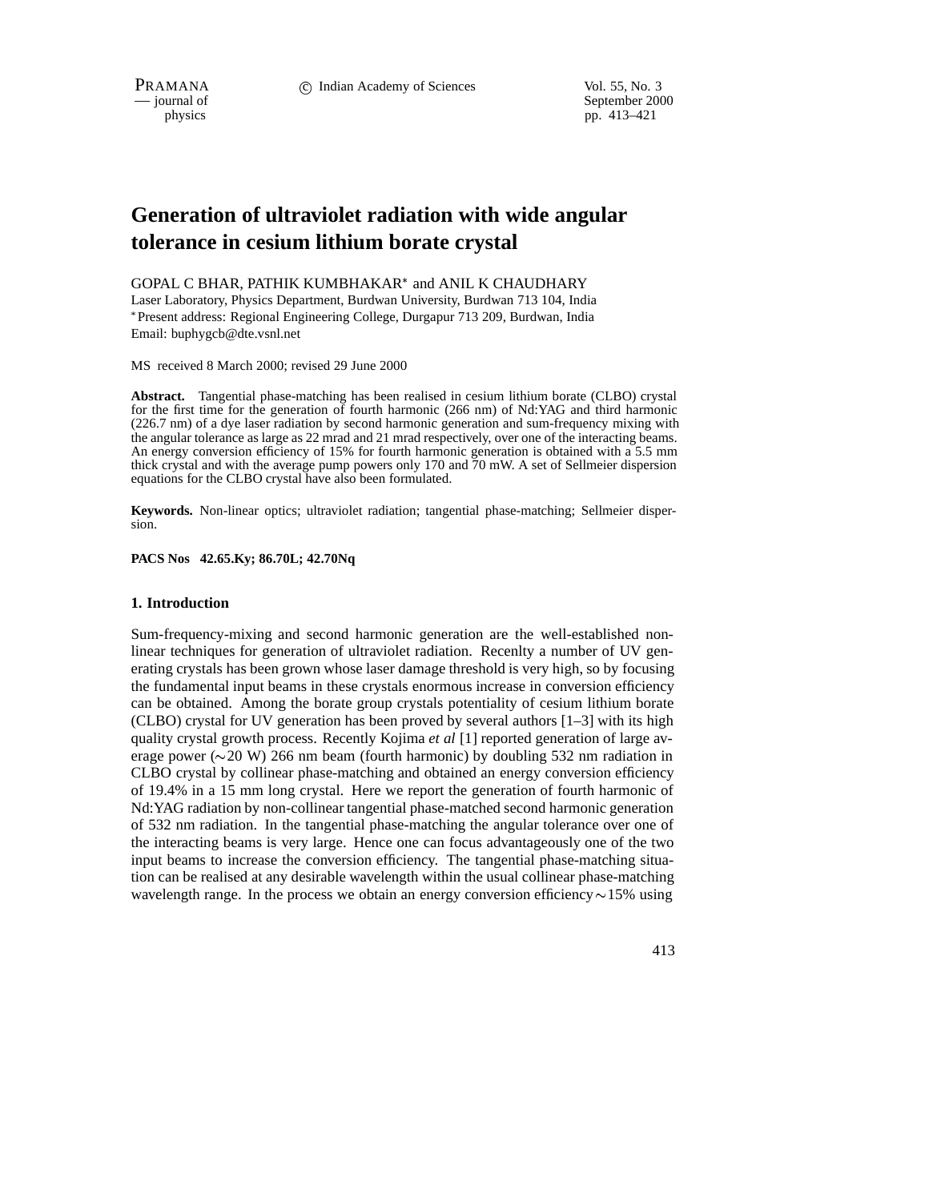# Generation of ultraviolet radiation with wide angular tolerance in cesium lithium borate crystal

GOPAL C BHAR, PATHIK KUMBHAKAR* and ANIL K CHAUDHARY

Laser Laboratory, Physics Department, Burdwan University, Burdwan 713 104, India

*Present address: Regional Engineering College, Durgapur 713 209, Burdwan, India

Email: buphygcb@dte.vsnl.net

MS received 8 March 2000; revised 29 June 2000

**Abstract.** Tangential phase-matching has been realised in cesium lithium borate (CLBO) crystal for the first time for the generation of fourth harmonic (266 nm) of Nd:YAG and third harmonic (226.7 nm) of a dye laser radiation by second harmonic generation and sum-frequency mixing with the angular tolerance as large as 22 mrad and 21 mrad respectively, over one of the interacting beams. An energy conversion efficiency of 15% for fourth harmonic generation is obtained with a 5.5 mm thick crystal and with the average pump powers only 170 and 70 mW. A set of Sellmeier dispersion equations for the CLBO crystal have also been formulated.

**Keywords.** Non-linear optics; ultraviolet radiation; tangential phase-matching; Sellmeier dispersion.

**PACS Nos 42.65.Ky; 86.70L; 42.70Nq**

## 1. Introduction

Sum-frequency-mixing and second harmonic generation are the well-established non-linear techniques for generation of ultraviolet radiation. Recenlty a number of UV generating crystals has been grown whose laser damage threshold is very high, so by focusing the fundamental input beams in these crystals enormous increase in conversion efficiency can be obtained. Among the borate group crystals potentiality of cesium lithium borate (CLBO) crystal for UV generation has been proved by several authors [1–3] with its high quality crystal growth process. Recently Kojima *et al* [1] reported generation of large average power (∼20 W) 266 nm beam (fourth harmonic) by doubling 532 nm radiation in CLBO crystal by collinear phase-matching and obtained an energy conversion efficiency of 19.4% in a 15 mm long crystal. Here we report the generation of fourth harmonic of Nd:YAG radiation by non-collinear tangential phase-matched second harmonic generation of 532 nm radiation. In the tangential phase-matching the angular tolerance over one of the interacting beams is very large. Hence one can focus advantageously one of the two input beams to increase the conversion efficiency. The tangential phase-matching situation can be realised at any desirable wavelength within the usual collinear phase-matching wavelength range. In the process we obtain an energy conversion efficiency ∼15% using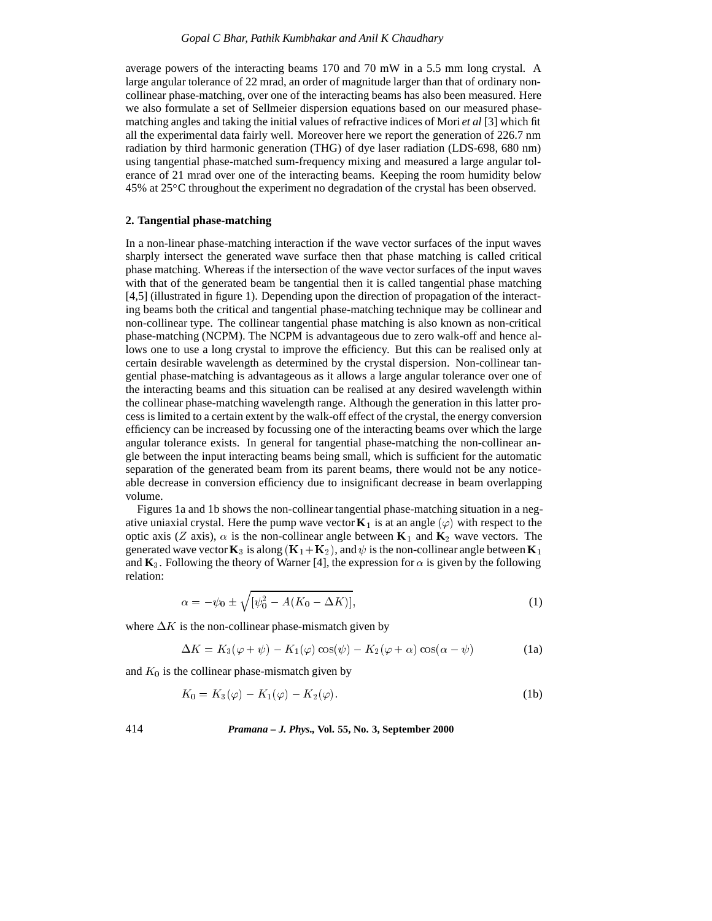average powers of the interacting beams 170 and 70 mW in a 5.5 mm long crystal. A large angular tolerance of 22 mrad, an order of magnitude larger than that of ordinary non-collinear phase-matching, over one of the interacting beams has also been measured. Here we also formulate a set of Sellmeier dispersion equations based on our measured phase-matching angles and taking the initial values of refractive indices of Mori *et al* [3] which fit all the experimental data fairly well. Moreover here we report the generation of 226.7 nm radiation by third harmonic generation (THG) of dye laser radiation (LDS-698, 680 nm) using tangential phase-matched sum-frequency mixing and measured a large angular tolerance of 21 mrad over one of the interacting beams. Keeping the room humidity below 45% at 25°C throughout the experiment no degradation of the crystal has been observed.

## 2. Tangential phase-matching

In a non-linear phase-matching interaction if the wave vector surfaces of the input waves sharply intersect the generated wave surface then that phase matching is called critical phase matching. Whereas if the intersection of the wave vector surfaces of the input waves with that of the generated beam be tangential then it is called tangential phase matching [4,5] (illustrated in figure 1). Depending upon the direction of propagation of the interacting beams both the critical and tangential phase-matching technique may be collinear and non-collinear type. The collinear tangential phase matching is also known as non-critical phase-matching (NCPM). The NCPM is advantageous due to zero walk-off and hence allows one to use a long crystal to improve the efficiency. But this can be realised only at certain desirable wavelength as determined by the crystal dispersion. Non-collinear tangential phase-matching is advantageous as it allows a large angular tolerance over one of the interacting beams and this situation can be realised at any desired wavelength within the collinear phase-matching wavelength range. Although the generation in this latter process is limited to a certain extent by the walk-off effect of the crystal, the energy conversion efficiency can be increased by focussing one of the interacting beams over which the large angular tolerance exists. In general for tangential phase-matching the non-collinear angle between the input interacting beams being small, which is sufficient for the automatic separation of the generated beam from its parent beams, there would not be any noticeable decrease in conversion efficiency due to insignificant decrease in beam overlapping volume.

Figures 1a and 1b shows the non-collinear tangential phase-matching situation in a negative uniaxial crystal. Here the pump wave vector $\mathbf{K}_1$ is at an angle $(\varphi)$ with respect to the optic axis ($Z$ axis), $\alpha$ is the non-collinear angle between $\mathbf{K}_1$ and $\mathbf{K}_2$ wave vectors. The generated wave vector $\mathbf{K}_3$ is along $(\mathbf{K}_1+\mathbf{K}_2)$, and $\psi$ is the non-collinear angle between $\mathbf{K}_1$ and $\mathbf{K}_3$. Following the theory of Warner [4], the expression for $\alpha$ is given by the following relation:

$$\alpha = -\psi_0 \pm \sqrt{[\psi_0^2 - A(K_0 - \Delta K)]}, \tag{1}$$

where $\Delta K$ is the non-collinear phase-mismatch given by

$$\Delta K = K_3(\varphi + \psi) - K_1(\varphi)\cos(\psi) - K_2(\varphi + \alpha)\cos(\alpha - \psi) \tag{1a}$$

and $K_0$ is the collinear phase-mismatch given by

$$K_0 = K_3(\varphi) - K_1(\varphi) - K_2(\varphi). \tag{1b}$$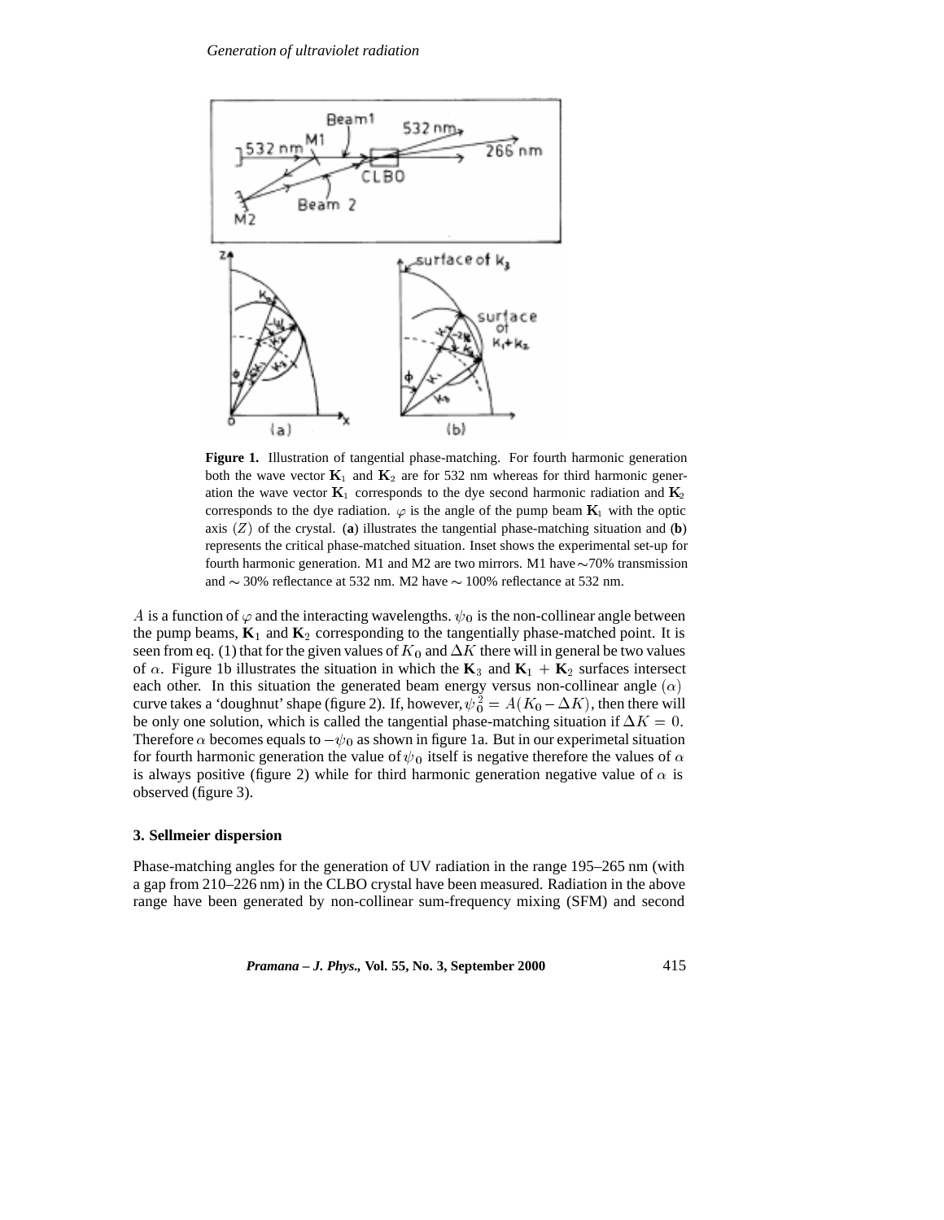**Figure 1.** Illustration of tangential phase-matching. For fourth harmonic generation both the wave vector $\mathbf{K}_1$ and $\mathbf{K}_2$ are for 532 nm whereas for third harmonic generation the wave vector $\mathbf{K}_1$ corresponds to the dye second harmonic radiation and $\mathbf{K}_2$ corresponds to the dye radiation. $\varphi$ is the angle of the pump beam $\mathbf{K}_1$ with the optic axis $(Z)$ of the crystal. (**a**) illustrates the tangential phase-matching situation and (**b**) represents the critical phase-matched situation. Inset shows the experimental set-up for fourth harmonic generation. M1 and M2 are two mirrors. M1 have $\sim$70% transmission and $\sim$ 30% reflectance at 532 nm. M2 have $\sim$ 100% reflectance at 532 nm.

$A$ is a function of $\varphi$ and the interacting wavelengths. $\psi_0$ is the non-collinear angle between the pump beams, $\mathbf{K}_1$ and $\mathbf{K}_2$ corresponding to the tangentially phase-matched point. It is seen from eq. (1) that for the given values of $K_0$ and $\Delta K$ there will in general be two values of $\alpha$. Figure 1b illustrates the situation in which the $\mathbf{K}_3$ and $\mathbf{K}_1 + \mathbf{K}_2$ surfaces intersect each other. In this situation the generated beam energy versus non-collinear angle $(\alpha)$ curve takes a 'doughnut' shape (figure 2). If, however, $\psi_0^2 = A(K_0 - \Delta K)$, then there will be only one solution, which is called the tangential phase-matching situation if $\Delta K = 0$. Therefore $\alpha$ becomes equals to $-\psi_0$ as shown in figure 1a. But in our experimetal situation for fourth harmonic generation the value of $\psi_0$ itself is negative therefore the values of $\alpha$ is always positive (figure 2) while for third harmonic generation negative value of $\alpha$ is observed (figure 3).

### 3. Sellmeier dispersion

Phase-matching angles for the generation of UV radiation in the range 195–265 nm (with a gap from 210–226 nm) in the CLBO crystal have been measured. Radiation in the above range have been generated by non-collinear sum-frequency mixing (SFM) and second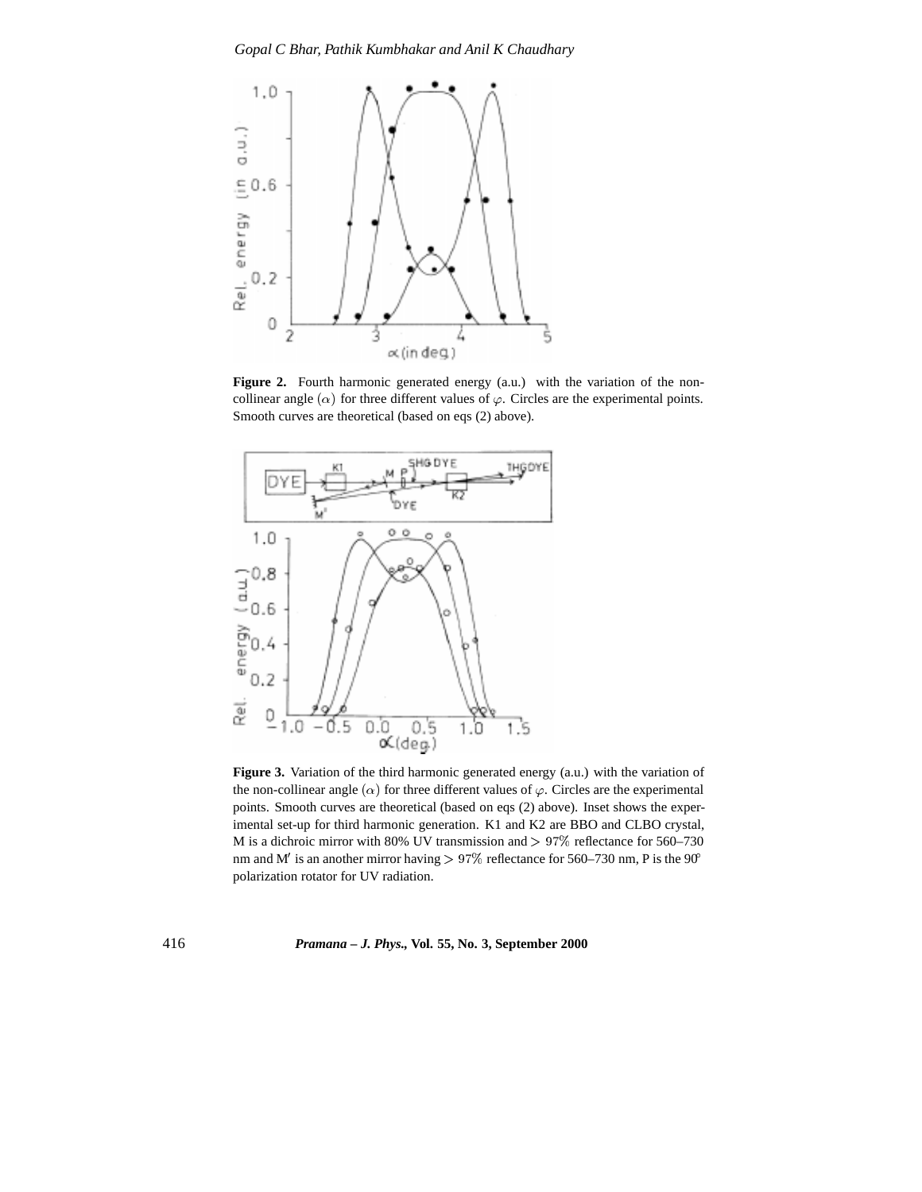**Figure 2.** Fourth harmonic generated energy (a.u.) with the variation of the non-collinear angle $(\alpha)$ for three different values of $\varphi$. Circles are the experimental points. Smooth curves are theoretical (based on eqs (2) above).

**Figure 3.** Variation of the third harmonic generated energy (a.u.) with the variation of the non-collinear angle $(\alpha)$ for three different values of $\varphi$. Circles are the experimental points. Smooth curves are theoretical (based on eqs (2) above). Inset shows the experimental set-up for third harmonic generation. K1 and K2 are BBO and CLBO crystal, M is a dichroic mirror with 80% UV transmission and $> 97\%$ reflectance for 560–730 nm and M$'$ is an another mirror having $> 97\%$ reflectance for 560–730 nm, P is the 90° polarization rotator for UV radiation.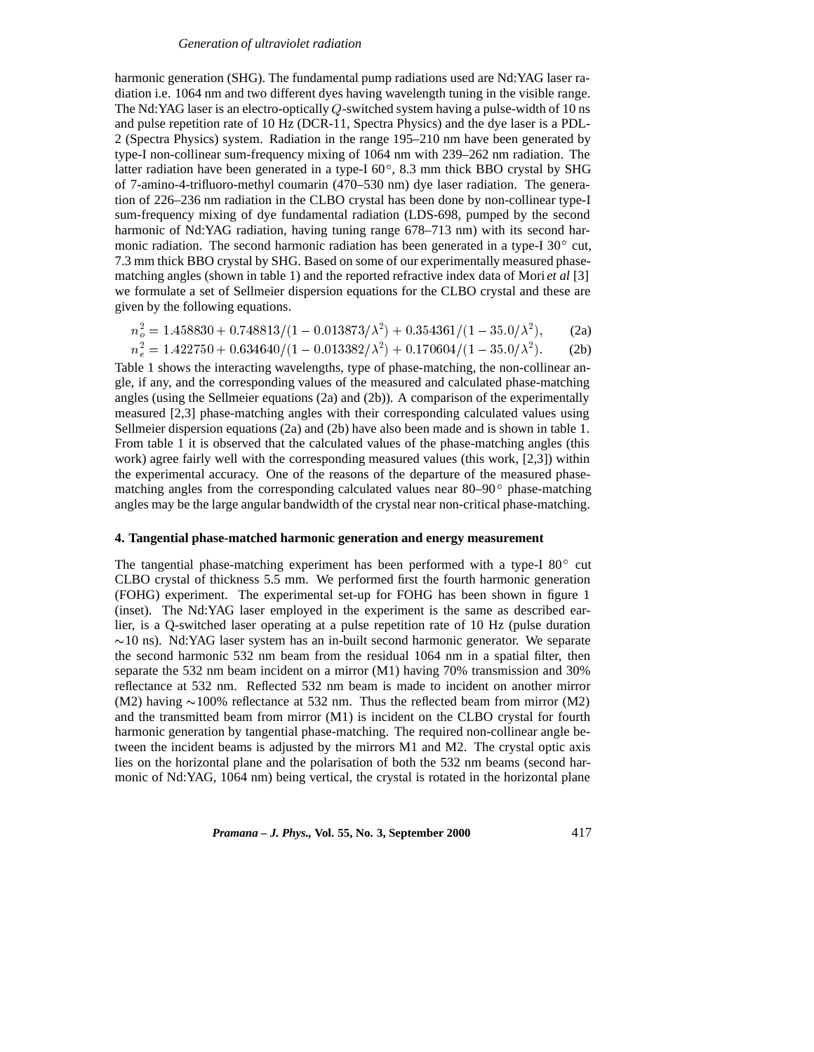harmonic generation (SHG). The fundamental pump radiations used are Nd:YAG laser radiation i.e. 1064 nm and two different dyes having wavelength tuning in the visible range. The Nd:YAG laser is an electro-optically $Q$-switched system having a pulse-width of 10 ns and pulse repetition rate of 10 Hz (DCR-11, Spectra Physics) and the dye laser is a PDL-2 (Spectra Physics) system. Radiation in the range 195–210 nm have been generated by type-I non-collinear sum-frequency mixing of 1064 nm with 239–262 nm radiation. The latter radiation have been generated in a type-I 60°, 8.3 mm thick BBO crystal by SHG of 7-amino-4-trifluoro-methyl coumarin (470–530 nm) dye laser radiation. The generation of 226–236 nm radiation in the CLBO crystal has been done by non-collinear type-I sum-frequency mixing of dye fundamental radiation (LDS-698, pumped by the second harmonic of Nd:YAG radiation, having tuning range 678–713 nm) with its second harmonic radiation. The second harmonic radiation has been generated in a type-I 30° cut, 7.3 mm thick BBO crystal by SHG. Based on some of our experimentally measured phase-matching angles (shown in table 1) and the reported refractive index data of Mori *et al* [3] we formulate a set of Sellmeier dispersion equations for the CLBO crystal and these are given by the following equations.

$$n_o^2 = 1.458830 + 0.748813/(1 - 0.013873/\lambda^2) + 0.354361/(1 - 35.0/\lambda^2), \qquad \text{(2a)}$$

$$n_e^2 = 1.422750 + 0.634640/(1 - 0.013382/\lambda^2) + 0.170604/(1 - 35.0/\lambda^2). \qquad \text{(2b)}$$

Table 1 shows the interacting wavelengths, type of phase-matching, the non-collinear angle, if any, and the corresponding values of the measured and calculated phase-matching angles (using the Sellmeier equations (2a) and (2b)). A comparison of the experimentally measured [2,3] phase-matching angles with their corresponding calculated values using Sellmeier dispersion equations (2a) and (2b) have also been made and is shown in table 1. From table 1 it is observed that the calculated values of the phase-matching angles (this work) agree fairly well with the corresponding measured values (this work, [2,3]) within the experimental accuracy. One of the reasons of the departure of the measured phase-matching angles from the corresponding calculated values near 80–90° phase-matching angles may be the large angular bandwidth of the crystal near non-critical phase-matching.

## 4. Tangential phase-matched harmonic generation and energy measurement

The tangential phase-matching experiment has been performed with a type-I 80° cut CLBO crystal of thickness 5.5 mm. We performed first the fourth harmonic generation (FOHG) experiment. The experimental set-up for FOHG has been shown in figure 1 (inset). The Nd:YAG laser employed in the experiment is the same as described earlier, is a Q-switched laser operating at a pulse repetition rate of 10 Hz (pulse duration ∼10 ns). Nd:YAG laser system has an in-built second harmonic generator. We separate the second harmonic 532 nm beam from the residual 1064 nm in a spatial filter, then separate the 532 nm beam incident on a mirror (M1) having 70% transmission and 30% reflectance at 532 nm. Reflected 532 nm beam is made to incident on another mirror (M2) having ∼100% reflectance at 532 nm. Thus the reflected beam from mirror (M2) and the transmitted beam from mirror (M1) is incident on the CLBO crystal for fourth harmonic generation by tangential phase-matching. The required non-collinear angle between the incident beams is adjusted by the mirrors M1 and M2. The crystal optic axis lies on the horizontal plane and the polarisation of both the 532 nm beams (second harmonic of Nd:YAG, 1064 nm) being vertical, the crystal is rotated in the horizontal plane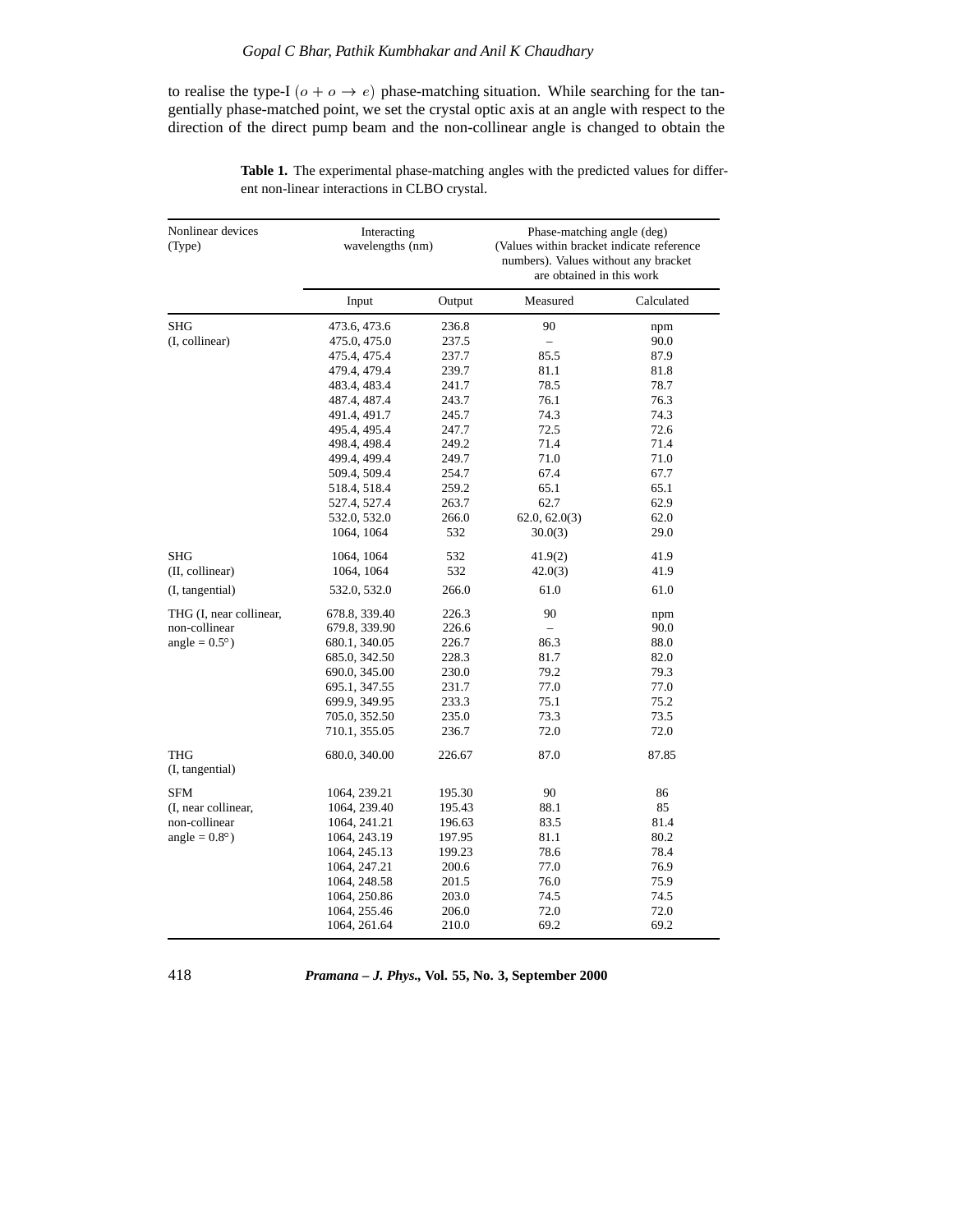to realise the type-I $(o + o \rightarrow e)$ phase-matching situation. While searching for the tangentially phase-matched point, we set the crystal optic axis at an angle with respect to the direction of the direct pump beam and the non-collinear angle is changed to obtain the

**Table 1.** The experimental phase-matching angles with the predicted values for different non-linear interactions in CLBO crystal.

| Nonlinear devices (Type) | Interacting wavelengths (nm) | | Phase-matching angle (deg) (Values within bracket indicate reference numbers). Values without any bracket are obtained in this work | |
|---|---|---|---|---|
| | Input | Output | Measured | Calculated |
| SHG | 473.6, 473.6 | 236.8 | 90 | npm |
| (I, collinear) | 475.0, 475.0 | 237.5 | – | 90.0 |
| | 475.4, 475.4 | 237.7 | 85.5 | 87.9 |
| | 479.4, 479.4 | 239.7 | 81.1 | 81.8 |
| | 483.4, 483.4 | 241.7 | 78.5 | 78.7 |
| | 487.4, 487.4 | 243.7 | 76.1 | 76.3 |
| | 491.4, 491.7 | 245.7 | 74.3 | 74.3 |
| | 495.4, 495.4 | 247.7 | 72.5 | 72.6 |
| | 498.4, 498.4 | 249.2 | 71.4 | 71.4 |
| | 499.4, 499.4 | 249.7 | 71.0 | 71.0 |
| | 509.4, 509.4 | 254.7 | 67.4 | 67.7 |
| | 518.4, 518.4 | 259.2 | 65.1 | 65.1 |
| | 527.4, 527.4 | 263.7 | 62.7 | 62.9 |
| | 532.0, 532.0 | 266.0 | 62.0, 62.0(3) | 62.0 |
| | 1064, 1064 | 532 | 30.0(3) | 29.0 |
| SHG | 1064, 1064 | 532 | 41.9(2) | 41.9 |
| (II, collinear) | 1064, 1064 | 532 | 42.0(3) | 41.9 |
| (I, tangential) | 532.0, 532.0 | 266.0 | 61.0 | 61.0 |
| THG (I, near collinear, | 678.8, 339.40 | 226.3 | 90 | npm |
| non-collinear | 679.8, 339.90 | 226.6 | – | 90.0 |
| angle = 0.5°) | 680.1, 340.05 | 226.7 | 86.3 | 88.0 |
| | 685.0, 342.50 | 228.3 | 81.7 | 82.0 |
| | 690.0, 345.00 | 230.0 | 79.2 | 79.3 |
| | 695.1, 347.55 | 231.7 | 77.0 | 77.0 |
| | 699.9, 349.95 | 233.3 | 75.1 | 75.2 |
| | 705.0, 352.50 | 235.0 | 73.3 | 73.5 |
| | 710.1, 355.05 | 236.7 | 72.0 | 72.0 |
| THG (I, tangential) | 680.0, 340.00 | 226.67 | 87.0 | 87.85 |
| SFM | 1064, 239.21 | 195.30 | 90 | 86 |
| (I, near collinear, | 1064, 239.40 | 195.43 | 88.1 | 85 |
| non-collinear | 1064, 241.21 | 196.63 | 83.5 | 81.4 |
| angle = 0.8°) | 1064, 243.19 | 197.95 | 81.1 | 80.2 |
| | 1064, 245.13 | 199.23 | 78.6 | 78.4 |
| | 1064, 247.21 | 200.6 | 77.0 | 76.9 |
| | 1064, 248.58 | 201.5 | 76.0 | 75.9 |
| | 1064, 250.86 | 203.0 | 74.5 | 74.5 |
| | 1064, 255.46 | 206.0 | 72.0 | 72.0 |
| | 1064, 261.64 | 210.0 | 69.2 | 69.2 |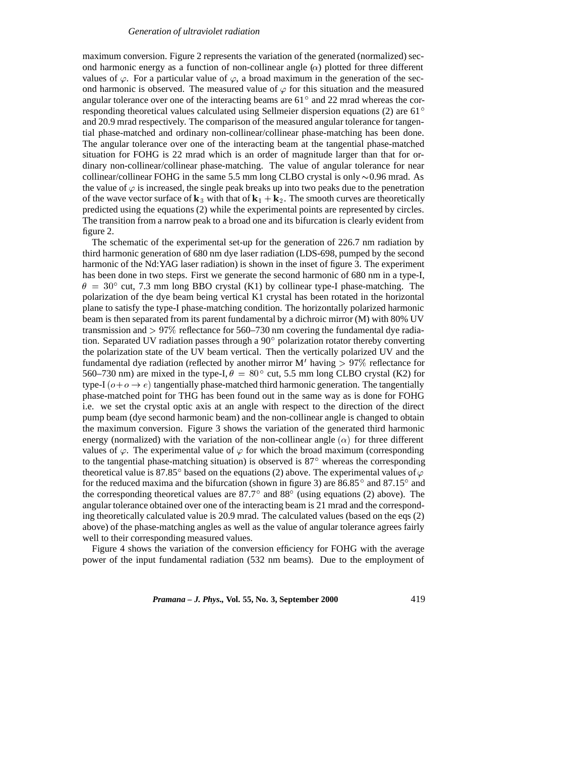maximum conversion. Figure 2 represents the variation of the generated (normalized) second harmonic energy as a function of non-collinear angle ($\alpha$) plotted for three different values of $\varphi$. For a particular value of $\varphi$, a broad maximum in the generation of the second harmonic is observed. The measured value of $\varphi$ for this situation and the measured angular tolerance over one of the interacting beams are 61° and 22 mrad whereas the corresponding theoretical values calculated using Sellmeier dispersion equations (2) are 61° and 20.9 mrad respectively. The comparison of the measured angular tolerance for tangential phase-matched and ordinary non-collinear/collinear phase-matching has been done. The angular tolerance over one of the interacting beam at the tangential phase-matched situation for FOHG is 22 mrad which is an order of magnitude larger than that for ordinary non-collinear/collinear phase-matching. The value of angular tolerance for near collinear/collinear FOHG in the same 5.5 mm long CLBO crystal is only ~0.96 mrad. As the value of $\varphi$ is increased, the single peak breaks up into two peaks due to the penetration of the wave vector surface of $\mathbf{k}_3$ with that of $\mathbf{k}_1 + \mathbf{k}_2$. The smooth curves are theoretically predicted using the equations (2) while the experimental points are represented by circles. The transition from a narrow peak to a broad one and its bifurcation is clearly evident from figure 2.

The schematic of the experimental set-up for the generation of 226.7 nm radiation by third harmonic generation of 680 nm dye laser radiation (LDS-698, pumped by the second harmonic of the Nd:YAG laser radiation) is shown in the inset of figure 3. The experiment has been done in two steps. First we generate the second harmonic of 680 nm in a type-I, $\theta = 30°$ cut, 7.3 mm long BBO crystal (K1) by collinear type-I phase-matching. The polarization of the dye beam being vertical K1 crystal has been rotated in the horizontal plane to satisfy the type-I phase-matching condition. The horizontally polarized harmonic beam is then separated from its parent fundamental by a dichroic mirror (M) with 80% UV transmission and $> 97\%$ reflectance for 560–730 nm covering the fundamental dye radiation. Separated UV radiation passes through a 90° polarization rotator thereby converting the polarization state of the UV beam vertical. Then the vertically polarized UV and the fundamental dye radiation (reflected by another mirror M′ having $> 97\%$ reflectance for 560–730 nm) are mixed in the type-I, $\theta = 80°$ cut, 5.5 mm long CLBO crystal (K2) for type-I $(o + o \rightarrow e)$ tangentially phase-matched third harmonic generation. The tangentially phase-matched point for THG has been found out in the same way as is done for FOHG i.e. we set the crystal optic axis at an angle with respect to the direction of the direct pump beam (dye second harmonic beam) and the non-collinear angle is changed to obtain the maximum conversion. Figure 3 shows the variation of the generated third harmonic energy (normalized) with the variation of the non-collinear angle $(\alpha)$ for three different values of $\varphi$. The experimental value of $\varphi$ for which the broad maximum (corresponding to the tangential phase-matching situation) is observed is 87° whereas the corresponding theoretical value is 87.85° based on the equations (2) above. The experimental values of $\varphi$ for the reduced maxima and the bifurcation (shown in figure 3) are 86.85° and 87.15° and the corresponding theoretical values are 87.7° and 88° (using equations (2) above). The angular tolerance obtained over one of the interacting beam is 21 mrad and the corresponding theoretically calculated value is 20.9 mrad. The calculated values (based on the eqs (2) above) of the phase-matching angles as well as the value of angular tolerance agrees fairly well to their corresponding measured values.

Figure 4 shows the variation of the conversion efficiency for FOHG with the average power of the input fundamental radiation (532 nm beams). Due to the employment of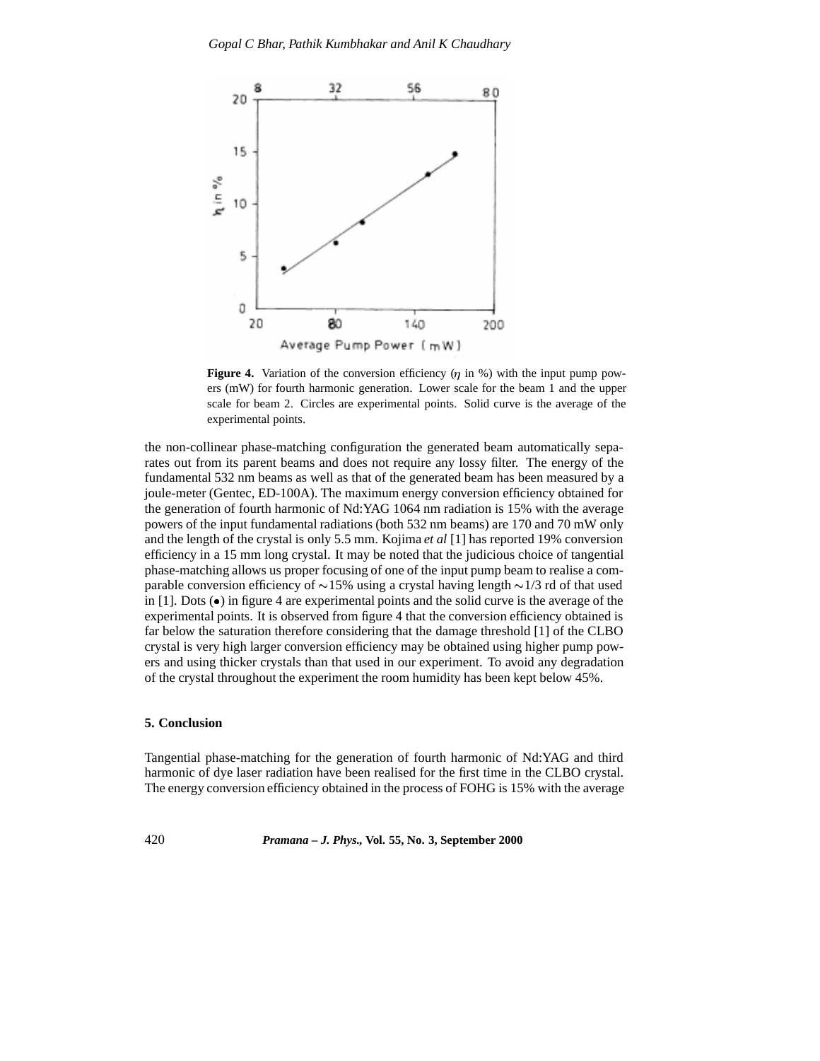**Figure 4.** Variation of the conversion efficiency ($\eta$ in %) with the input pump powers (mW) for fourth harmonic generation. Lower scale for the beam 1 and the upper scale for beam 2. Circles are experimental points. Solid curve is the average of the experimental points.

the non-collinear phase-matching configuration the generated beam automatically separates out from its parent beams and does not require any lossy filter. The energy of the fundamental 532 nm beams as well as that of the generated beam has been measured by a joule-meter (Gentec, ED-100A). The maximum energy conversion efficiency obtained for the generation of fourth harmonic of Nd:YAG 1064 nm radiation is 15% with the average powers of the input fundamental radiations (both 532 nm beams) are 170 and 70 mW only and the length of the crystal is only 5.5 mm. Kojima *et al* [1] has reported 19% conversion efficiency in a 15 mm long crystal. It may be noted that the judicious choice of tangential phase-matching allows us proper focusing of one of the input pump beam to realise a comparable conversion efficiency of $\sim$15% using a crystal having length $\sim$1/3 rd of that used in [1]. Dots ($\bullet$) in figure 4 are experimental points and the solid curve is the average of the experimental points. It is observed from figure 4 that the conversion efficiency obtained is far below the saturation therefore considering that the damage threshold [1] of the CLBO crystal is very high larger conversion efficiency may be obtained using higher pump powers and using thicker crystals than that used in our experiment. To avoid any degradation of the crystal throughout the experiment the room humidity has been kept below 45%.

## 5. Conclusion

Tangential phase-matching for the generation of fourth harmonic of Nd:YAG and third harmonic of dye laser radiation have been realised for the first time in the CLBO crystal. The energy conversion efficiency obtained in the process of FOHG is 15% with the average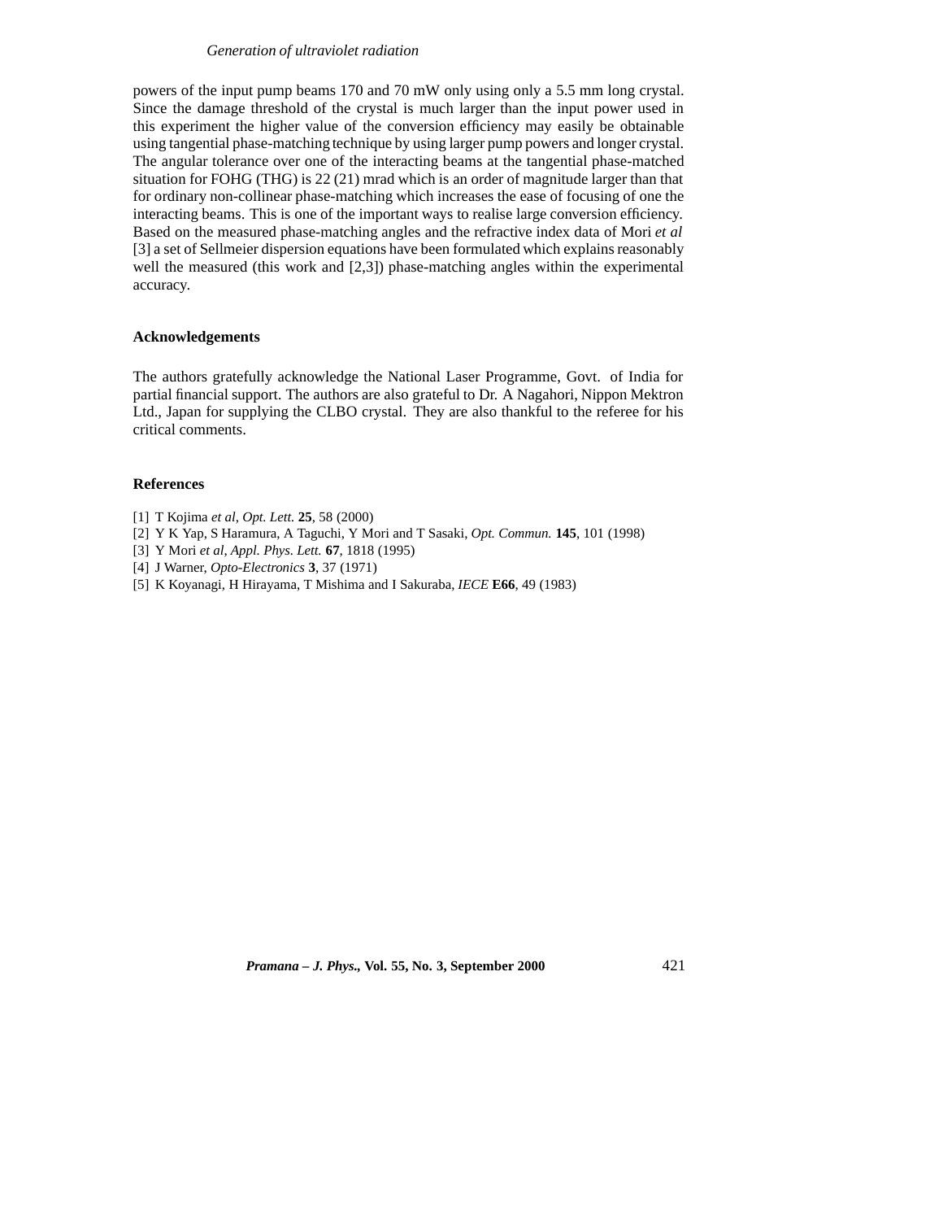powers of the input pump beams 170 and 70 mW only using only a 5.5 mm long crystal. Since the damage threshold of the crystal is much larger than the input power used in this experiment the higher value of the conversion efficiency may easily be obtainable using tangential phase-matching technique by using larger pump powers and longer crystal. The angular tolerance over one of the interacting beams at the tangential phase-matched situation for FOHG (THG) is 22 (21) mrad which is an order of magnitude larger than that for ordinary non-collinear phase-matching which increases the ease of focusing of one the interacting beams. This is one of the important ways to realise large conversion efficiency. Based on the measured phase-matching angles and the refractive index data of Mori *et al* [3] a set of Sellmeier dispersion equations have been formulated which explains reasonably well the measured (this work and [2,3]) phase-matching angles within the experimental accuracy.

## Acknowledgements

The authors gratefully acknowledge the National Laser Programme, Govt. of India for partial financial support. The authors are also grateful to Dr. A Nagahori, Nippon Mektron Ltd., Japan for supplying the CLBO crystal. They are also thankful to the referee for his critical comments.

## References

[1] T Kojima *et al*, *Opt. Lett.* **25**, 58 (2000)
[2] Y K Yap, S Haramura, A Taguchi, Y Mori and T Sasaki, *Opt. Commun.* **145**, 101 (1998)
[3] Y Mori *et al*, *Appl. Phys. Lett.* **67**, 1818 (1995)
[4] J Warner, *Opto-Electronics* **3**, 37 (1971)
[5] K Koyanagi, H Hirayama, T Mishima and I Sakuraba, *IECE* **E66**, 49 (1983)